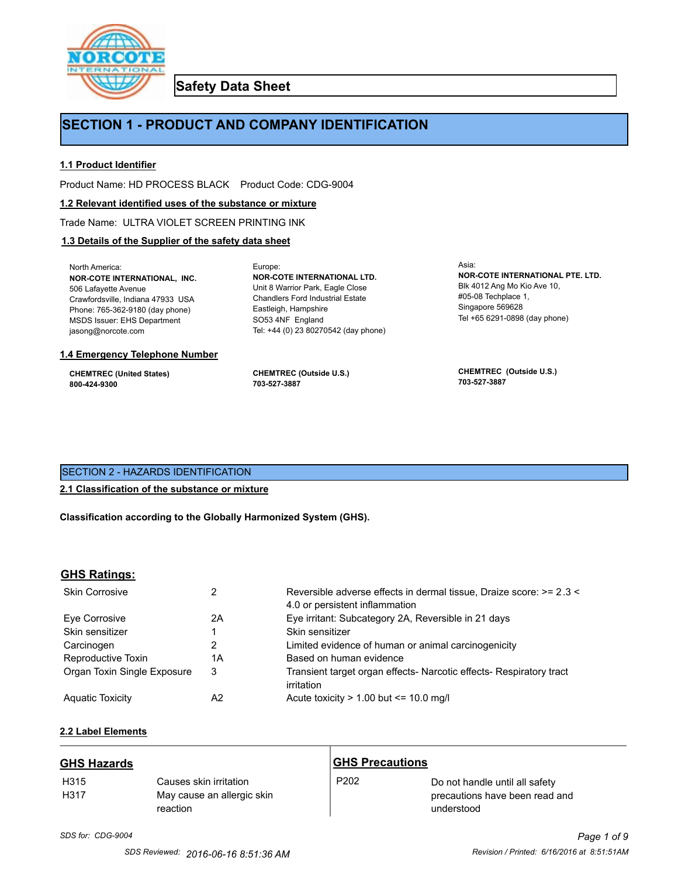# Safety Data Sheet

## SECTION 1 - PRODUCT AND COMPANY IDENTIFICATION

### 1.1 Product Identifier

Product Name: HD PROCESS BLACK    Product Code: CDG-9004

### 1.2 Relevant identified uses of the substance or mixture

Trade Name: ULTRA VIOLET SCREEN PRINTING INK

### 1.3 Details of the Supplier of the safety data sheet

North America:
**NOR-COTE INTERNATIONAL, INC.**
506 Lafayette Avenue
Crawfordsville, Indiana 47933 USA
Phone: 765-362-9180 (day phone)
MSDS Issuer: EHS Department
jasong@norcote.com

Europe:
**NOR-COTE INTERNATIONAL LTD.**
Unit 8 Warrior Park, Eagle Close
Chandlers Ford Industrial Estate
Eastleigh, Hampshire
SO53 4NF England
Tel: +44 (0) 23 80270542 (day phone)

Asia:
**NOR-COTE INTERNATIONAL PTE. LTD.**
Blk 4012 Ang Mo Kio Ave 10,
#05-08 Techplace 1,
Singapore 569628
Tel +65 6291-0898 (day phone)

### 1.4 Emergency Telephone Number

**CHEMTREC (United States)**
**800-424-9300**

**CHEMTREC (Outside U.S.)**
**703-527-3887**

**CHEMTREC (Outside U.S.)**
**703-527-3887**

## SECTION 2 - HAZARDS IDENTIFICATION

### 2.1 Classification of the substance or mixture

**Classification according to the Globally Harmonized System (GHS).**

### GHS Ratings:

| | | |
|---|---|---|
| Skin Corrosive | 2 | Reversible adverse effects in dermal tissue, Draize score: >= 2.3 < 4.0 or persistent inflammation |
| Eye Corrosive | 2A | Eye irritant: Subcategory 2A, Reversible in 21 days |
| Skin sensitizer | 1 | Skin sensitizer |
| Carcinogen | 2 | Limited evidence of human or animal carcinogenicity |
| Reproductive Toxin | 1A | Based on human evidence |
| Organ Toxin Single Exposure | 3 | Transient target organ effects- Narcotic effects- Respiratory tract irritation |
| Aquatic Toxicity | A2 | Acute toxicity > 1.00 but <= 10.0 mg/l |

### 2.2 Label Elements

**GHS Hazards**

| | |
|---|---|
| H315 | Causes skin irritation |
| H317 | May cause an allergic skin reaction |

**GHS Precautions**

| | |
|---|---|
| P202 | Do not handle until all safety precautions have been read and understood |

*SDS for: CDG-9004*

SDS Reviewed: 2016-06-16 8:51:36 AM    Revision / Printed: 6/16/2016 at 8:51:51AM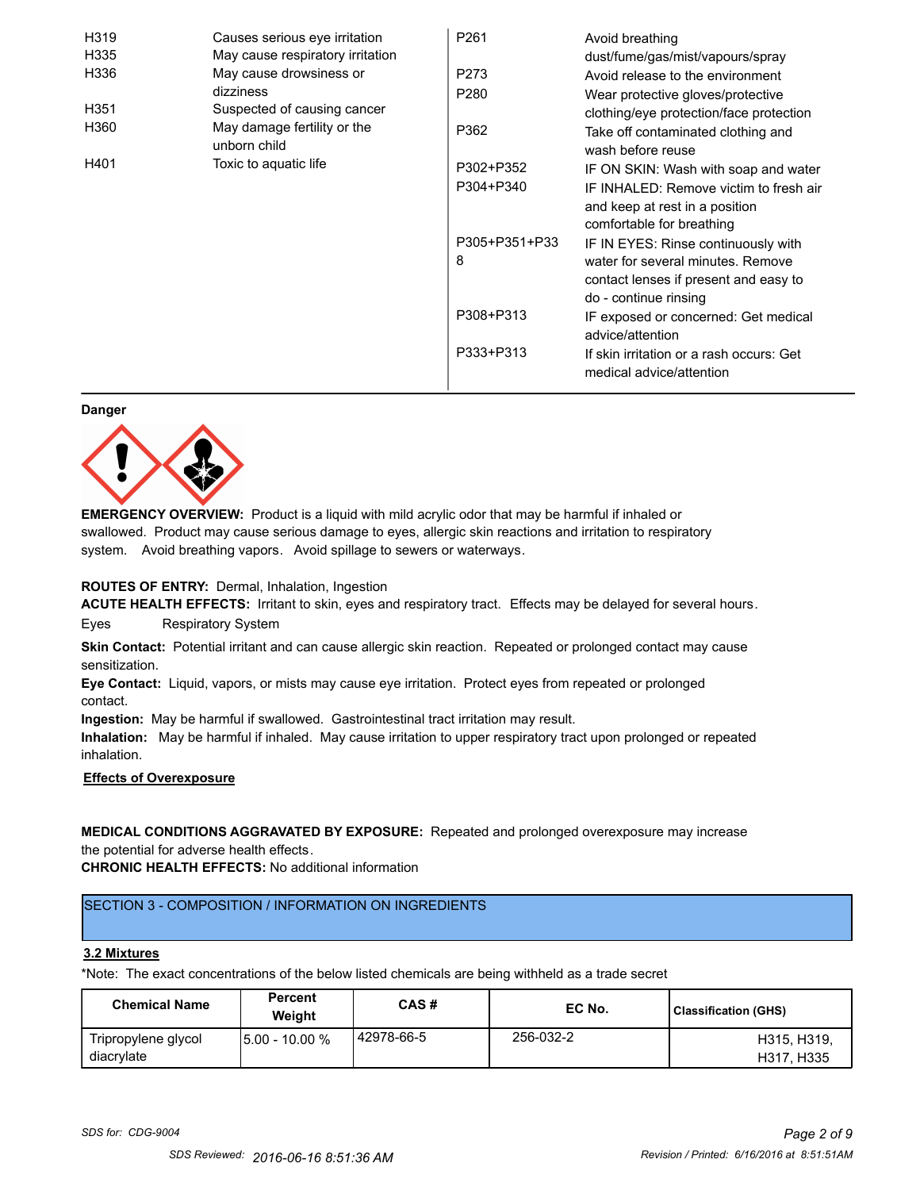| | | | |
|---|---|---|---|
| H319 | Causes serious eye irritation | P261 | Avoid breathing dust/fume/gas/mist/vapours/spray |
| H335 | May cause respiratory irritation | P273 | Avoid release to the environment |
| H336 | May cause drowsiness or dizziness | P280 | Wear protective gloves/protective clothing/eye protection/face protection |
| H351 | Suspected of causing cancer | P362 | Take off contaminated clothing and wash before reuse |
| H360 | May damage fertility or the unborn child | P302+P352 | IF ON SKIN: Wash with soap and water |
| H401 | Toxic to aquatic life | P304+P340 | IF INHALED: Remove victim to fresh air and keep at rest in a position comfortable for breathing |
| | | P305+P351+P338 | IF IN EYES: Rinse continuously with water for several minutes. Remove contact lenses if present and easy to do - continue rinsing |
| | | P308+P313 | IF exposed or concerned: Get medical advice/attention |
| | | P333+P313 | If skin irritation or a rash occurs: Get medical advice/attention |

**Danger**

**EMERGENCY OVERVIEW:** Product is a liquid with mild acrylic odor that may be harmful if inhaled or swallowed. Product may cause serious damage to eyes, allergic skin reactions and irritation to respiratory system. Avoid breathing vapors. Avoid spillage to sewers or waterways.

**ROUTES OF ENTRY:** Dermal, Inhalation, Ingestion

**ACUTE HEALTH EFFECTS:** Irritant to skin, eyes and respiratory tract. Effects may be delayed for several hours.

Eyes Respiratory System

**Skin Contact:** Potential irritant and can cause allergic skin reaction. Repeated or prolonged contact may cause sensitization.

**Eye Contact:** Liquid, vapors, or mists may cause eye irritation. Protect eyes from repeated or prolonged contact.

**Ingestion:** May be harmful if swallowed. Gastrointestinal tract irritation may result.

**Inhalation:** May be harmful if inhaled. May cause irritation to upper respiratory tract upon prolonged or repeated inhalation.

**Effects of Overexposure**

**MEDICAL CONDITIONS AGGRAVATED BY EXPOSURE:** Repeated and prolonged overexposure may increase the potential for adverse health effects.

**CHRONIC HEALTH EFFECTS:** No additional information

## SECTION 3 - COMPOSITION / INFORMATION ON INGREDIENTS

**3.2 Mixtures**

*Note: The exact concentrations of the below listed chemicals are being withheld as a trade secret

| Chemical Name | Percent Weight | CAS # | EC No. | Classification (GHS) |
|---|---|---|---|---|
| Tripropylene glycol diacrylate | 5.00 - 10.00 % | 42978-66-5 | 256-032-2 | H315, H319, H317, H335 |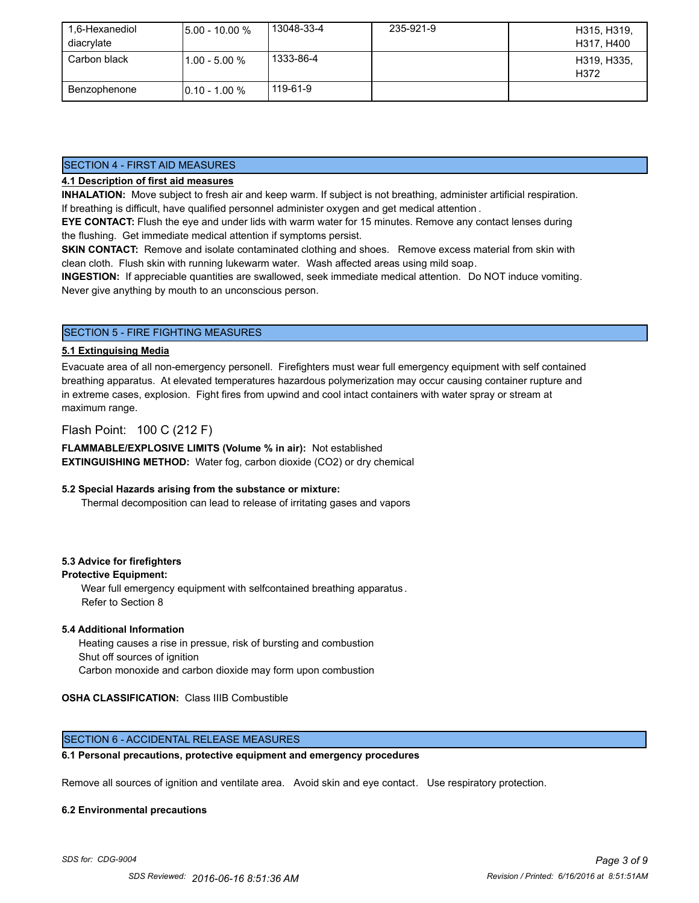| 1,6-Hexanediol diacrylate | 5.00 - 10.00 % | 13048-33-4 | 235-921-9 | H315, H319, H317, H400 |
|---|---|---|---|---|
| Carbon black | 1.00 - 5.00 % | 1333-86-4 | | H319, H335, H372 |
| Benzophenone | 0.10 - 1.00 % | 119-61-9 | | |

## SECTION 4 - FIRST AID MEASURES

**4.1 Description of first aid measures**

**INHALATION:** Move subject to fresh air and keep warm. If subject is not breathing, administer artificial respiration. If breathing is difficult, have qualified personnel administer oxygen and get medical attention.

**EYE CONTACT:** Flush the eye and under lids with warm water for 15 minutes. Remove any contact lenses during the flushing. Get immediate medical attention if symptoms persist.

**SKIN CONTACT:** Remove and isolate contaminated clothing and shoes. Remove excess material from skin with clean cloth. Flush skin with running lukewarm water. Wash affected areas using mild soap.

**INGESTION:** If appreciable quantities are swallowed, seek immediate medical attention. Do NOT induce vomiting. Never give anything by mouth to an unconscious person.

## SECTION 5 - FIRE FIGHTING MEASURES

**5.1 Extinguising Media**

Evacuate area of all non-emergency personell. Firefighters must wear full emergency equipment with self contained breathing apparatus. At elevated temperatures hazardous polymerization may occur causing container rupture and in extreme cases, explosion. Fight fires from upwind and cool intact containers with water spray or stream at maximum range.

Flash Point: 100 C (212 F)

**FLAMMABLE/EXPLOSIVE LIMITS (Volume % in air):** Not established

**EXTINGUISHING METHOD:** Water fog, carbon dioxide ($CO_2$) or dry chemical

**5.2 Special Hazards arising from the substance or mixture:**

Thermal decomposition can lead to release of irritating gases and vapors

**5.3 Advice for firefighters**

**Protective Equipment:**

Wear full emergency equipment with selfcontained breathing apparatus.
Refer to Section 8

**5.4 Additional Information**

Heating causes a rise in pressue, risk of bursting and combustion
Shut off sources of ignition
Carbon monoxide and carbon dioxide may form upon combustion

**OSHA CLASSIFICATION:** Class IIIB Combustible

## SECTION 6 - ACCIDENTAL RELEASE MEASURES

**6.1 Personal precautions, protective equipment and emergency procedures**

Remove all sources of ignition and ventilate area. Avoid skin and eye contact. Use respiratory protection.

**6.2 Environmental precautions**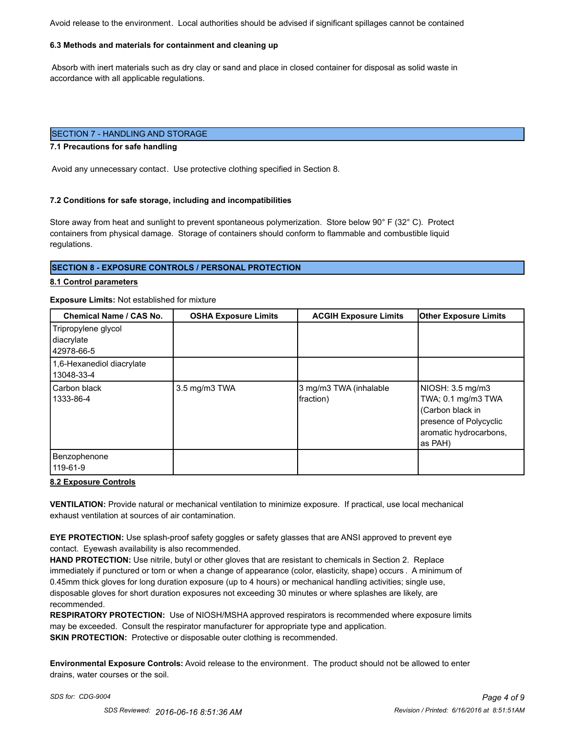Avoid release to the environment.  Local authorities should be advised if significant spillages cannot be contained

**6.3 Methods and materials for containment and cleaning up**

Absorb with inert materials such as dry clay or sand and place in closed container for disposal as solid waste in accordance with all applicable regulations.

## SECTION 7 - HANDLING AND STORAGE

**7.1 Precautions for safe handling**

Avoid any unnecessary contact.  Use protective clothing specified in Section 8.

**7.2 Conditions for safe storage, including and incompatibilities**

Store away from heat and sunlight to prevent spontaneous polymerization.  Store below 90° F (32° C).  Protect containers from physical damage.  Storage of containers should conform to flammable and combustible liquid regulations.

## SECTION 8 - EXPOSURE CONTROLS / PERSONAL PROTECTION

**8.1 Control parameters**

**Exposure Limits:** Not established for mixture

| Chemical Name / CAS No. | OSHA Exposure Limits | ACGIH Exposure Limits | Other Exposure Limits |
|---|---|---|---|
| Tripropylene glycol diacrylate 42978-66-5 | | | |
| 1,6-Hexanediol diacrylate 13048-33-4 | | | |
| Carbon black 1333-86-4 | 3.5 mg/m3 TWA | 3 mg/m3 TWA (inhalable fraction) | NIOSH: 3.5 mg/m3 TWA; 0.1 mg/m3 TWA (Carbon black in presence of Polycyclic aromatic hydrocarbons, as PAH) |
| Benzophenone 119-61-9 | | | |

**8.2 Exposure Controls**

**VENTILATION:** Provide natural or mechanical ventilation to minimize exposure.  If practical, use local mechanical exhaust ventilation at sources of air contamination.

**EYE PROTECTION:** Use splash-proof safety goggles or safety glasses that are ANSI approved to prevent eye contact.  Eyewash availability is also recommended.

**HAND PROTECTION:** Use nitrile, butyl or other gloves that are resistant to chemicals in Section 2.  Replace immediately if punctured or torn or when a change of appearance (color, elasticity, shape) occurs .  A minimum of 0.45mm thick gloves for long duration exposure (up to 4 hours) or mechanical handling activities; single use, disposable gloves for short duration exposures not exceeding 30 minutes or where splashes are likely, are recommended.

**RESPIRATORY PROTECTION:**  Use of NIOSH/MSHA approved respirators is recommended where exposure limits may be exceeded.  Consult the respirator manufacturer for appropriate type and application.

**SKIN PROTECTION:**  Protective or disposable outer clothing is recommended.

**Environmental Exposure Controls:** Avoid release to the environment.  The product should not be allowed to enter drains, water courses or the soil.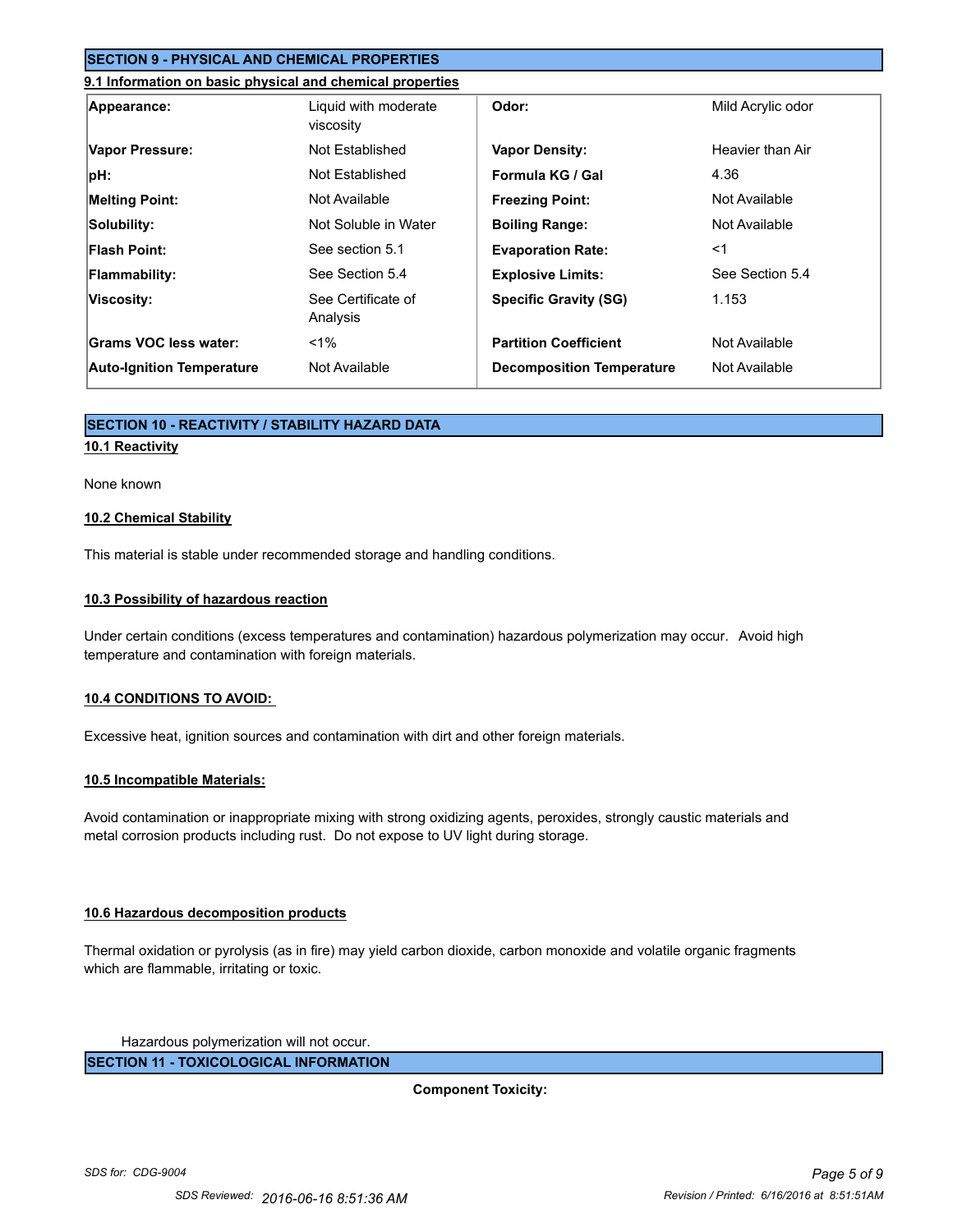## SECTION 9 - PHYSICAL AND CHEMICAL PROPERTIES

### 9.1 Information on basic physical and chemical properties

| | | | |
|---|---|---|---|
| **Appearance:** | Liquid with moderate viscosity | **Odor:** | Mild Acrylic odor |
| **Vapor Pressure:** | Not Established | **Vapor Density:** | Heavier than Air |
| **pH:** | Not Established | **Formula KG / Gal** | 4.36 |
| **Melting Point:** | Not Available | **Freezing Point:** | Not Available |
| **Solubility:** | Not Soluble in Water | **Boiling Range:** | Not Available |
| **Flash Point:** | See section 5.1 | **Evaporation Rate:** | <1 |
| **Flammability:** | See Section 5.4 | **Explosive Limits:** | See Section 5.4 |
| **Viscosity:** | See Certificate of Analysis | **Specific Gravity (SG)** | 1.153 |
| **Grams VOC less water:** | <1% | **Partition Coefficient** | Not Available |
| **Auto-Ignition Temperature** | Not Available | **Decomposition Temperature** | Not Available |

## SECTION 10 - REACTIVITY / STABILITY HAZARD DATA

### 10.1 Reactivity

None known

### 10.2 Chemical Stability

This material is stable under recommended storage and handling conditions.

### 10.3 Possibility of hazardous reaction

Under certain conditions (excess temperatures and contamination) hazardous polymerization may occur. Avoid high temperature and contamination with foreign materials.

### 10.4 CONDITIONS TO AVOID:

Excessive heat, ignition sources and contamination with dirt and other foreign materials.

### 10.5 Incompatible Materials:

Avoid contamination or inappropriate mixing with strong oxidizing agents, peroxides, strongly caustic materials and metal corrosion products including rust. Do not expose to UV light during storage.

### 10.6 Hazardous decomposition products

Thermal oxidation or pyrolysis (as in fire) may yield carbon dioxide, carbon monoxide and volatile organic fragments which are flammable, irritating or toxic.

Hazardous polymerization will not occur.

## SECTION 11 - TOXICOLOGICAL INFORMATION

**Component Toxicity:**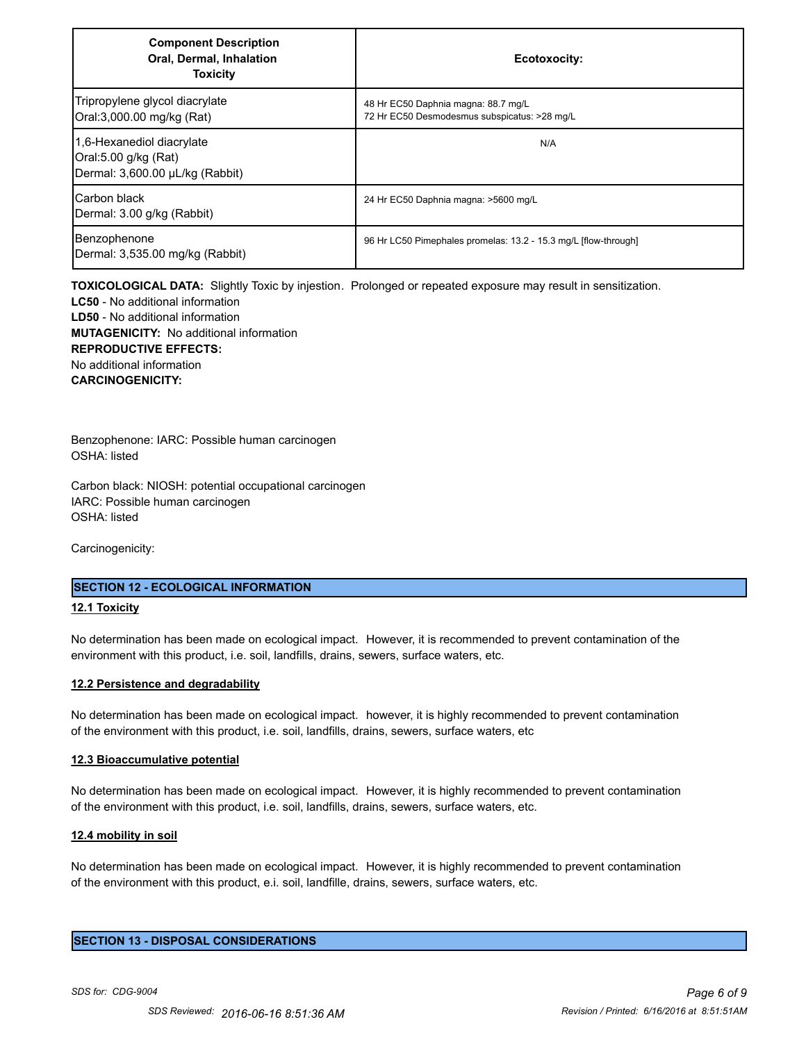| Component Description<br>Oral, Dermal, Inhalation<br>Toxicity | Ecotoxocity: |
|---|---|
| Tripropylene glycol diacrylate<br>Oral:3,000.00 mg/kg (Rat) | 48 Hr EC50 Daphnia magna: 88.7 mg/L<br>72 Hr EC50 Desmodesmus subspicatus: >28 mg/L |
| 1,6-Hexanediol diacrylate<br>Oral:5.00 g/kg (Rat)<br>Dermal: 3,600.00 µL/kg (Rabbit) | N/A |
| Carbon black<br>Dermal: 3.00 g/kg (Rabbit) | 24 Hr EC50 Daphnia magna: >5600 mg/L |
| Benzophenone<br>Dermal: 3,535.00 mg/kg (Rabbit) | 96 Hr LC50 Pimephales promelas: 13.2 - 15.3 mg/L [flow-through] |

**TOXICOLOGICAL DATA:** Slightly Toxic by injestion. Prolonged or repeated exposure may result in sensitization.
**LC50** - No additional information
**LD50** - No additional information
**MUTAGENICITY:** No additional information
**REPRODUCTIVE EFFECTS:**
No additional information
**CARCINOGENICITY:**

Benzophenone: IARC: Possible human carcinogen
OSHA: listed

Carbon black: NIOSH: potential occupational carcinogen
IARC: Possible human carcinogen
OSHA: listed

Carcinogenicity:

## SECTION 12 - ECOLOGICAL INFORMATION

### 12.1 Toxicity

No determination has been made on ecological impact. However, it is recommended to prevent contamination of the environment with this product, i.e. soil, landfills, drains, sewers, surface waters, etc.

### 12.2 Persistence and degradability

No determination has been made on ecological impact. however, it is highly recommended to prevent contamination of the environment with this product, i.e. soil, landfills, drains, sewers, surface waters, etc

### 12.3 Bioaccumulative potential

No determination has been made on ecological impact. However, it is highly recommended to prevent contamination of the environment with this product, i.e. soil, landfills, drains, sewers, surface waters, etc.

### 12.4 mobility in soil

No determination has been made on ecological impact. However, it is highly recommended to prevent contamination of the environment with this product, e.i. soil, landfille, drains, sewers, surface waters, etc.

## SECTION 13 - DISPOSAL CONSIDERATIONS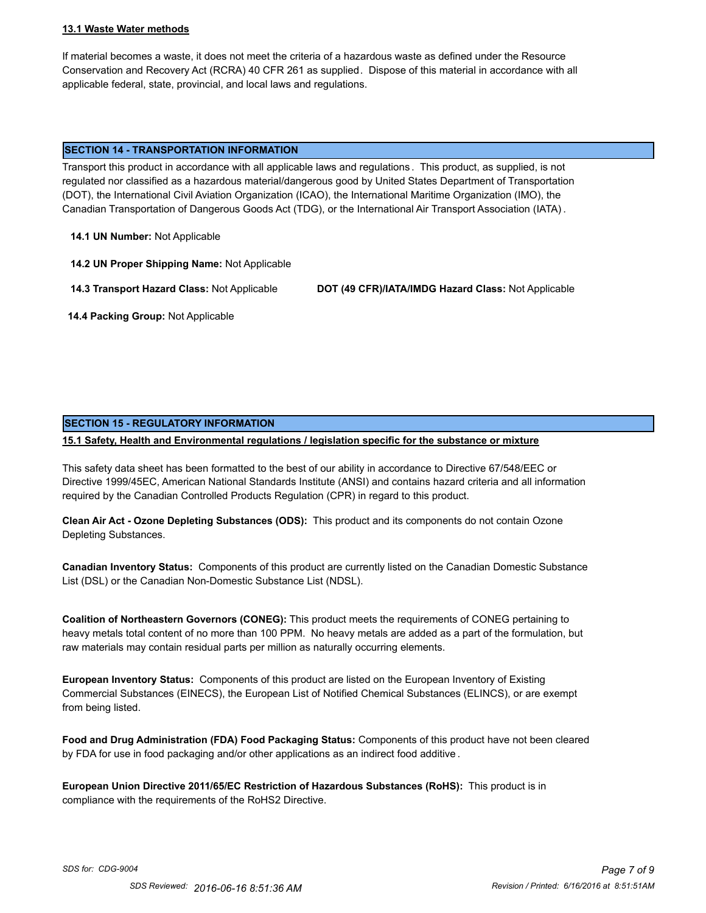**13.1 Waste Water methods**

If material becomes a waste, it does not meet the criteria of a hazardous waste as defined under the Resource Conservation and Recovery Act (RCRA) 40 CFR 261 as supplied. Dispose of this material in accordance with all applicable federal, state, provincial, and local laws and regulations.

## SECTION 14 - TRANSPORTATION INFORMATION

Transport this product in accordance with all applicable laws and regulations. This product, as supplied, is not regulated nor classified as a hazardous material/dangerous good by United States Department of Transportation (DOT), the International Civil Aviation Organization (ICAO), the International Maritime Organization (IMO), the Canadian Transportation of Dangerous Goods Act (TDG), or the International Air Transport Association (IATA).

**14.1 UN Number:** Not Applicable

**14.2 UN Proper Shipping Name:** Not Applicable

**14.3 Transport Hazard Class:** Not Applicable

**DOT (49 CFR)/IATA/IMDG Hazard Class:** Not Applicable

**14.4 Packing Group:** Not Applicable

## SECTION 15 - REGULATORY INFORMATION

**15.1 Safety, Health and Environmental regulations / legislation specific for the substance or mixture**

This safety data sheet has been formatted to the best of our ability in accordance to Directive 67/548/EEC or Directive 1999/45EC, American National Standards Institute (ANSI) and contains hazard criteria and all information required by the Canadian Controlled Products Regulation (CPR) in regard to this product.

**Clean Air Act - Ozone Depleting Substances (ODS):** This product and its components do not contain Ozone Depleting Substances.

**Canadian Inventory Status:** Components of this product are currently listed on the Canadian Domestic Substance List (DSL) or the Canadian Non-Domestic Substance List (NDSL).

**Coalition of Northeastern Governors (CONEG):** This product meets the requirements of CONEG pertaining to heavy metals total content of no more than 100 PPM. No heavy metals are added as a part of the formulation, but raw materials may contain residual parts per million as naturally occurring elements.

**European Inventory Status:** Components of this product are listed on the European Inventory of Existing Commercial Substances (EINECS), the European List of Notified Chemical Substances (ELINCS), or are exempt from being listed.

**Food and Drug Administration (FDA) Food Packaging Status:** Components of this product have not been cleared by FDA for use in food packaging and/or other applications as an indirect food additive.

**European Union Directive 2011/65/EC Restriction of Hazardous Substances (RoHS):** This product is in compliance with the requirements of the RoHS2 Directive.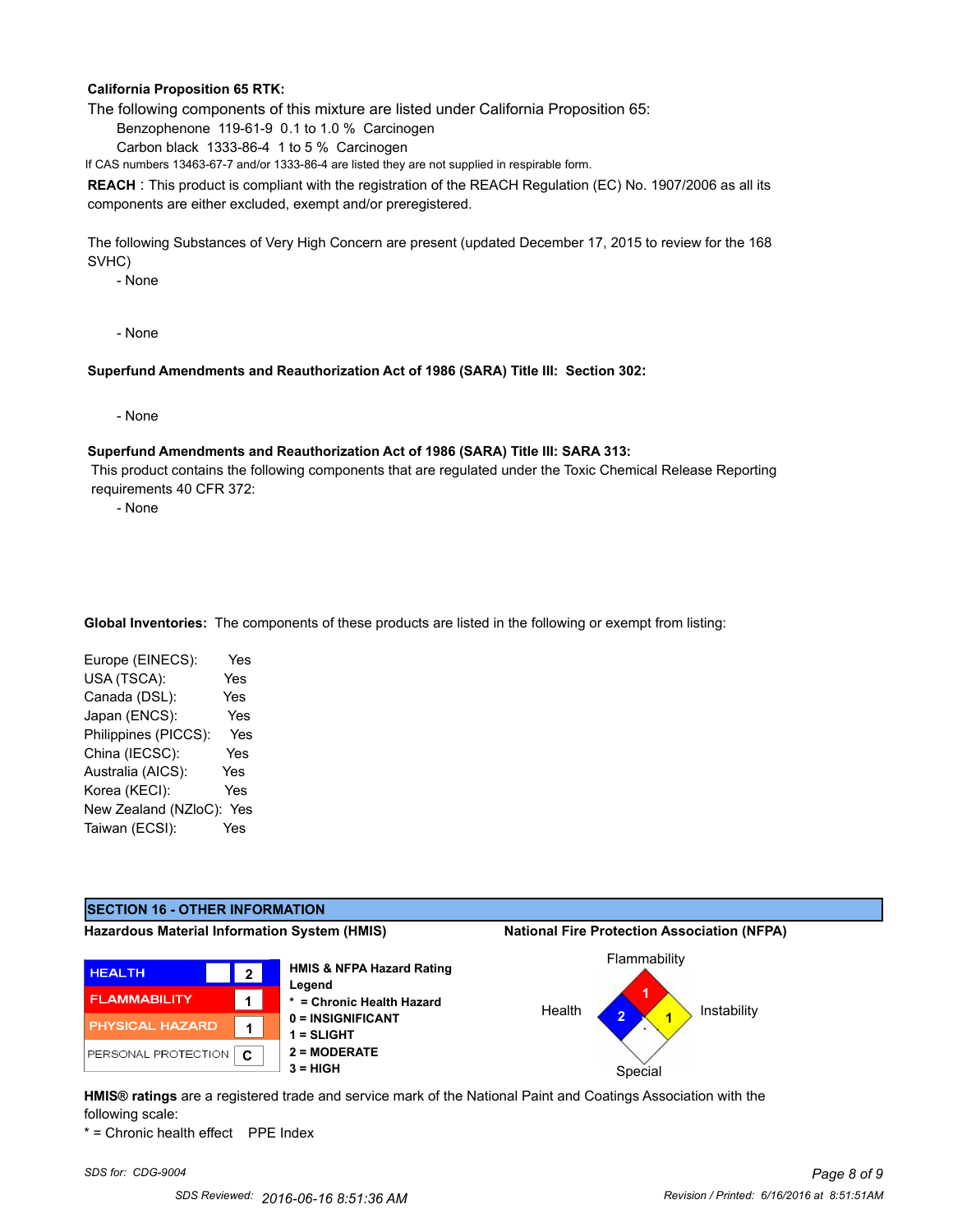**California Proposition 65 RTK:**

The following components of this mixture are listed under California Proposition 65:

Benzophenone 119-61-9 0.1 to 1.0 % Carcinogen

Carbon black 1333-86-4 1 to 5 % Carcinogen

If CAS numbers 13463-67-7 and/or 1333-86-4 are listed they are not supplied in respirable form.

**REACH** : This product is compliant with the registration of the REACH Regulation (EC) No. 1907/2006 as all its components are either excluded, exempt and/or preregistered.

The following Substances of Very High Concern are present (updated December 17, 2015 to review for the 168 SVHC)

- None

- None

**Superfund Amendments and Reauthorization Act of 1986 (SARA) Title III: Section 302:**

- None

**Superfund Amendments and Reauthorization Act of 1986 (SARA) Title III: SARA 313:**

This product contains the following components that are regulated under the Toxic Chemical Release Reporting requirements 40 CFR 372:

- None

**Global Inventories:** The components of these products are listed in the following or exempt from listing:

| | |
|---|---|
| Europe (EINECS): | Yes |
| USA (TSCA): | Yes |
| Canada (DSL): | Yes |
| Japan (ENCS): | Yes |
| Philippines (PICCS): | Yes |
| China (IECSC): | Yes |
| Australia (AICS): | Yes |
| Korea (KECI): | Yes |
| New Zealand (NZloC): | Yes |
| Taiwan (ECSI): | Yes |

## SECTION 16 - OTHER INFORMATION

**Hazardous Material Information System (HMIS)**

| | | |
|---|---|---|
| HEALTH | | 2 |
| FLAMMABILITY | | 1 |
| PHYSICAL HAZARD | | 1 |
| PERSONAL PROTECTION | | C |

**HMIS & NFPA Hazard Rating Legend**

- ** = Chronic Health Hazard**
- **0 = INSIGNIFICANT**
- **1 = SLIGHT**
- **2 = MODERATE**
- **3 = HIGH**

**National Fire Protection Association (NFPA)**

Flammability: 1

Health: 2

Instability: 1

Special:

**HMIS® ratings** are a registered trade and service mark of the National Paint and Coatings Association with the following scale:

* = Chronic health effect PPE Index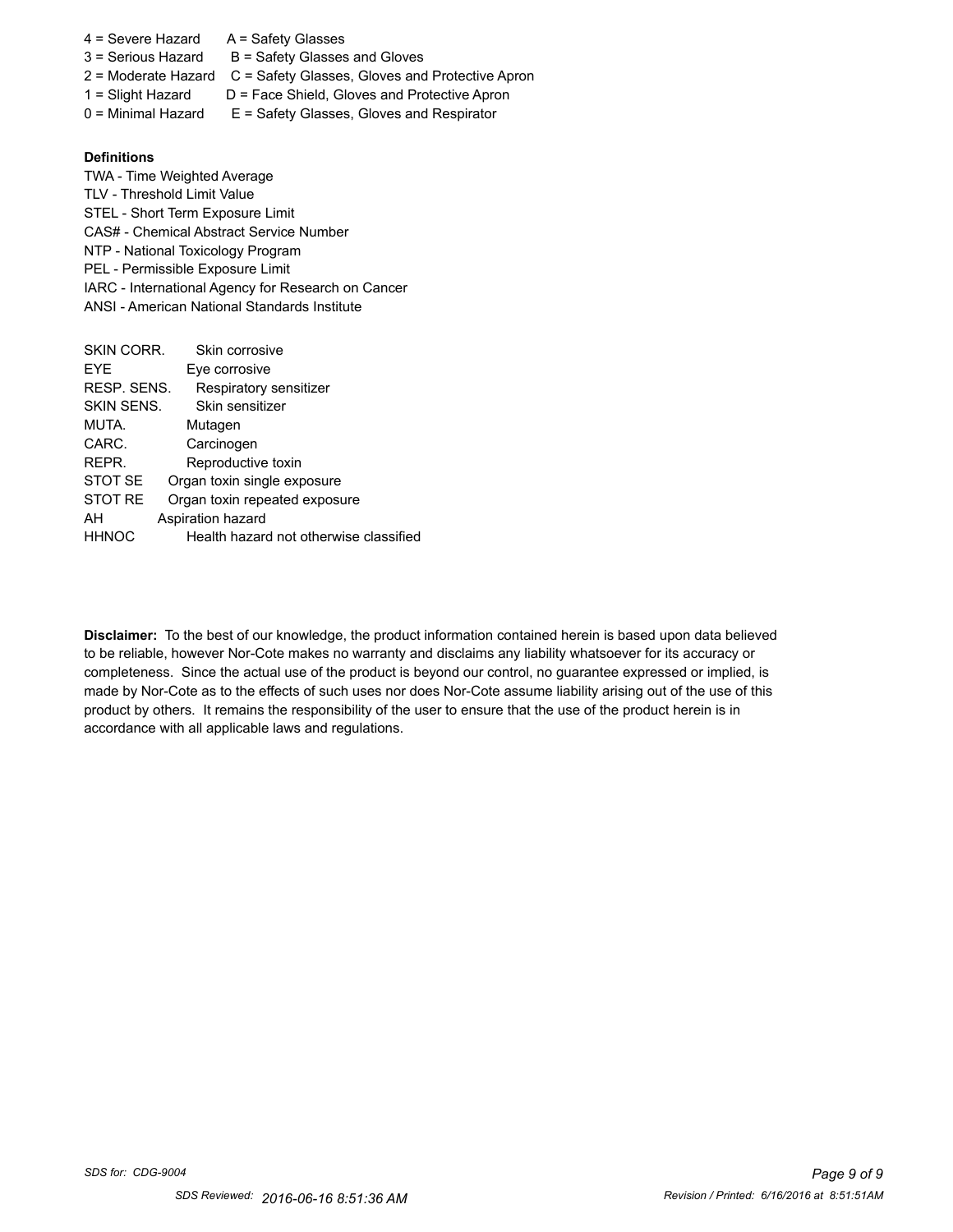| | |
|---|---|
| 4 = Severe Hazard | A = Safety Glasses |
| 3 = Serious Hazard | B = Safety Glasses and Gloves |
| 2 = Moderate Hazard | C = Safety Glasses, Gloves and Protective Apron |
| 1 = Slight Hazard | D = Face Shield, Gloves and Protective Apron |
| 0 = Minimal Hazard | E = Safety Glasses, Gloves and Respirator |

**Definitions**

TWA - Time Weighted Average
TLV - Threshold Limit Value
STEL - Short Term Exposure Limit
CAS# - Chemical Abstract Service Number
NTP - National Toxicology Program
PEL - Permissible Exposure Limit
IARC - International Agency for Research on Cancer
ANSI - American National Standards Institute

| | |
|---|---|
| SKIN CORR. | Skin corrosive |
| EYE | Eye corrosive |
| RESP. SENS. | Respiratory sensitizer |
| SKIN SENS. | Skin sensitizer |
| MUTA. | Mutagen |
| CARC. | Carcinogen |
| REPR. | Reproductive toxin |
| STOT SE | Organ toxin single exposure |
| STOT RE | Organ toxin repeated exposure |
| AH | Aspiration hazard |
| HHNOC | Health hazard not otherwise classified |

**Disclaimer:** To the best of our knowledge, the product information contained herein is based upon data believed to be reliable, however Nor-Cote makes no warranty and disclaims any liability whatsoever for its accuracy or completeness. Since the actual use of the product is beyond our control, no guarantee expressed or implied, is made by Nor-Cote as to the effects of such uses nor does Nor-Cote assume liability arising out of the use of this product by others. It remains the responsibility of the user to ensure that the use of the product herein is in accordance with all applicable laws and regulations.